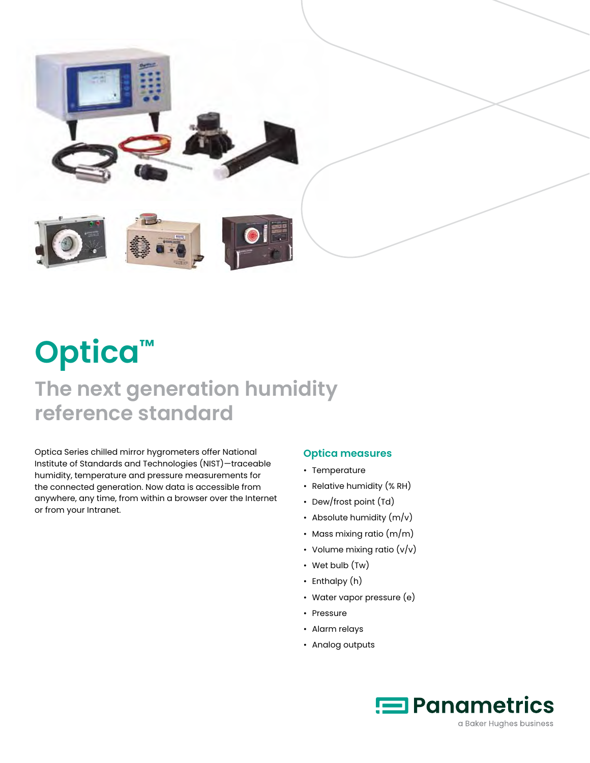# Optica™

## The next generation humidity reference standard

Optica Series chilled mirror hygrometers offer National Institute of Standards and Technologies (NIST)—traceable humidity, temperature and pressure measurements for the connected generation. Now data is accessible from anywhere, any time, from within a browser over the Internet or from your Intranet.

### Optica measures

- Temperature
- Relative humidity (% RH)
- Dew/frost point (Td)
- Absolute humidity (m/v)
- Mass mixing ratio (m/m)
- Volume mixing ratio (v/v)
- Wet bulb (Tw)
- Enthalpy (h)
- Water vapor pressure (e)
- Pressure
- Alarm relays
- Analog outputs

Panametrics
a Baker Hughes business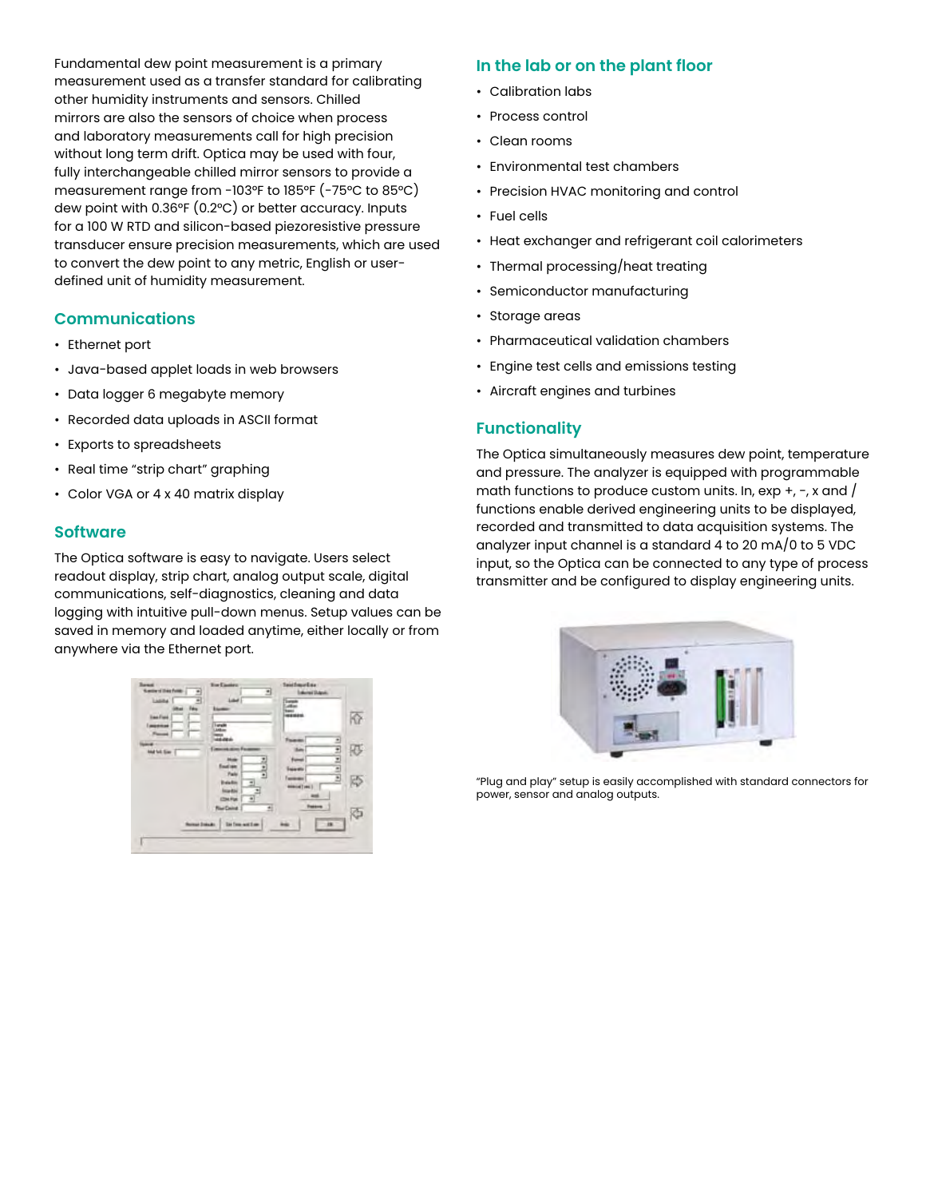Fundamental dew point measurement is a primary measurement used as a transfer standard for calibrating other humidity instruments and sensors. Chilled mirrors are also the sensors of choice when process and laboratory measurements call for high precision without long term drift. Optica may be used with four, fully interchangeable chilled mirror sensors to provide a measurement range from -103°F to 185°F (-75°C to 85°C) dew point with 0.36°F (0.2°C) or better accuracy. Inputs for a 100 W RTD and silicon-based piezoresistive pressure transducer ensure precision measurements, which are used to convert the dew point to any metric, English or user-defined unit of humidity measurement.

## Communications

- Ethernet port
- Java-based applet loads in web browsers
- Data logger 6 megabyte memory
- Recorded data uploads in ASCII format
- Exports to spreadsheets
- Real time "strip chart" graphing
- Color VGA or 4 x 40 matrix display

## Software

The Optica software is easy to navigate. Users select readout display, strip chart, analog output scale, digital communications, self-diagnostics, cleaning and data logging with intuitive pull-down menus. Setup values can be saved in memory and loaded anytime, either locally or from anywhere via the Ethernet port.

## In the lab or on the plant floor

- Calibration labs
- Process control
- Clean rooms
- Environmental test chambers
- Precision HVAC monitoring and control
- Fuel cells
- Heat exchanger and refrigerant coil calorimeters
- Thermal processing/heat treating
- Semiconductor manufacturing
- Storage areas
- Pharmaceutical validation chambers
- Engine test cells and emissions testing
- Aircraft engines and turbines

## Functionality

The Optica simultaneously measures dew point, temperature and pressure. The analyzer is equipped with programmable math functions to produce custom units. In, exp +, -, x and / functions enable derived engineering units to be displayed, recorded and transmitted to data acquisition systems. The analyzer input channel is a standard 4 to 20 mA/0 to 5 VDC input, so the Optica can be connected to any type of process transmitter and be configured to display engineering units.

"Plug and play" setup is easily accomplished with standard connectors for power, sensor and analog outputs.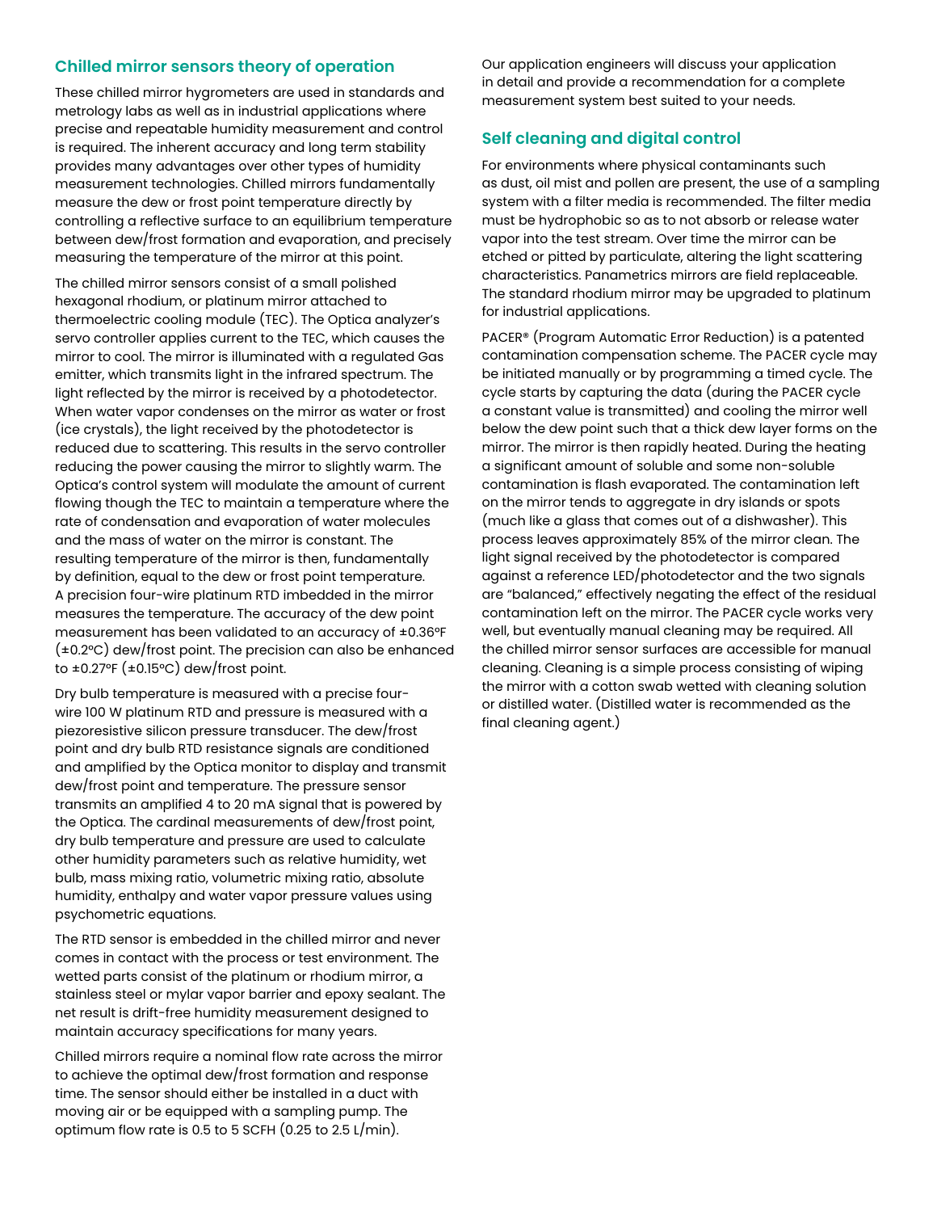## Chilled mirror sensors theory of operation

These chilled mirror hygrometers are used in standards and metrology labs as well as in industrial applications where precise and repeatable humidity measurement and control is required. The inherent accuracy and long term stability provides many advantages over other types of humidity measurement technologies. Chilled mirrors fundamentally measure the dew or frost point temperature directly by controlling a reflective surface to an equilibrium temperature between dew/frost formation and evaporation, and precisely measuring the temperature of the mirror at this point.

The chilled mirror sensors consist of a small polished hexagonal rhodium, or platinum mirror attached to thermoelectric cooling module (TEC). The Optica analyzer's servo controller applies current to the TEC, which causes the mirror to cool. The mirror is illuminated with a regulated Gas emitter, which transmits light in the infrared spectrum. The light reflected by the mirror is received by a photodetector. When water vapor condenses on the mirror as water or frost (ice crystals), the light received by the photodetector is reduced due to scattering. This results in the servo controller reducing the power causing the mirror to slightly warm. The Optica's control system will modulate the amount of current flowing though the TEC to maintain a temperature where the rate of condensation and evaporation of water molecules and the mass of water on the mirror is constant. The resulting temperature of the mirror is then, fundamentally by definition, equal to the dew or frost point temperature. A precision four-wire platinum RTD imbedded in the mirror measures the temperature. The accuracy of the dew point measurement has been validated to an accuracy of ±0.36°F (±0.2°C) dew/frost point. The precision can also be enhanced to ±0.27°F (±0.15°C) dew/frost point.

Dry bulb temperature is measured with a precise four-wire 100 W platinum RTD and pressure is measured with a piezoresistive silicon pressure transducer. The dew/frost point and dry bulb RTD resistance signals are conditioned and amplified by the Optica monitor to display and transmit dew/frost point and temperature. The pressure sensor transmits an amplified 4 to 20 mA signal that is powered by the Optica. The cardinal measurements of dew/frost point, dry bulb temperature and pressure are used to calculate other humidity parameters such as relative humidity, wet bulb, mass mixing ratio, volumetric mixing ratio, absolute humidity, enthalpy and water vapor pressure values using psychometric equations.

The RTD sensor is embedded in the chilled mirror and never comes in contact with the process or test environment. The wetted parts consist of the platinum or rhodium mirror, a stainless steel or mylar vapor barrier and epoxy sealant. The net result is drift-free humidity measurement designed to maintain accuracy specifications for many years.

Chilled mirrors require a nominal flow rate across the mirror to achieve the optimal dew/frost formation and response time. The sensor should either be installed in a duct with moving air or be equipped with a sampling pump. The optimum flow rate is 0.5 to 5 SCFH (0.25 to 2.5 L/min).

Our application engineers will discuss your application in detail and provide a recommendation for a complete measurement system best suited to your needs.

## Self cleaning and digital control

For environments where physical contaminants such as dust, oil mist and pollen are present, the use of a sampling system with a filter media is recommended. The filter media must be hydrophobic so as to not absorb or release water vapor into the test stream. Over time the mirror can be etched or pitted by particulate, altering the light scattering characteristics. Panametrics mirrors are field replaceable. The standard rhodium mirror may be upgraded to platinum for industrial applications.

PACER® (Program Automatic Error Reduction) is a patented contamination compensation scheme. The PACER cycle may be initiated manually or by programming a timed cycle. The cycle starts by capturing the data (during the PACER cycle a constant value is transmitted) and cooling the mirror well below the dew point such that a thick dew layer forms on the mirror. The mirror is then rapidly heated. During the heating a significant amount of soluble and some non-soluble contamination is flash evaporated. The contamination left on the mirror tends to aggregate in dry islands or spots (much like a glass that comes out of a dishwasher). This process leaves approximately 85% of the mirror clean. The light signal received by the photodetector is compared against a reference LED/photodetector and the two signals are "balanced," effectively negating the effect of the residual contamination left on the mirror. The PACER cycle works very well, but eventually manual cleaning may be required. All the chilled mirror sensor surfaces are accessible for manual cleaning. Cleaning is a simple process consisting of wiping the mirror with a cotton swab wetted with cleaning solution or distilled water. (Distilled water is recommended as the final cleaning agent.)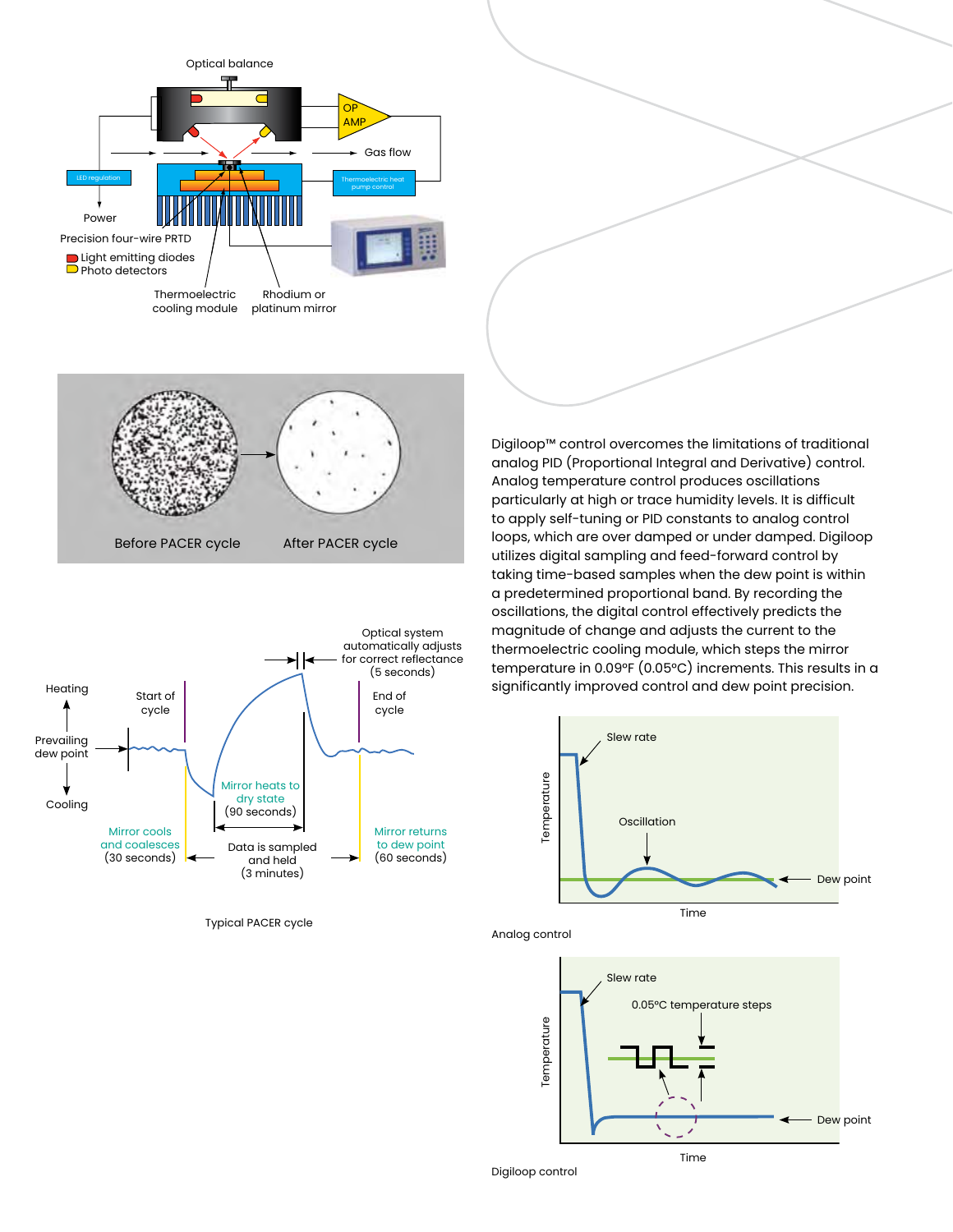Digiloop™ control overcomes the limitations of traditional analog PID (Proportional Integral and Derivative) control. Analog temperature control produces oscillations particularly at high or trace humidity levels. It is difficult to apply self-tuning or PID constants to analog control loops, which are over damped or under damped. Digiloop utilizes digital sampling and feed-forward control by taking time-based samples when the dew point is within a predetermined proportional band. By recording the oscillations, the digital control effectively predicts the magnitude of change and adjusts the current to the thermoelectric cooling module, which steps the mirror temperature in 0.09°F (0.05°C) increments. This results in a significantly improved control and dew point precision.

Before PACER cycle

After PACER cycle

Typical PACER cycle

Analog control

Digiloop control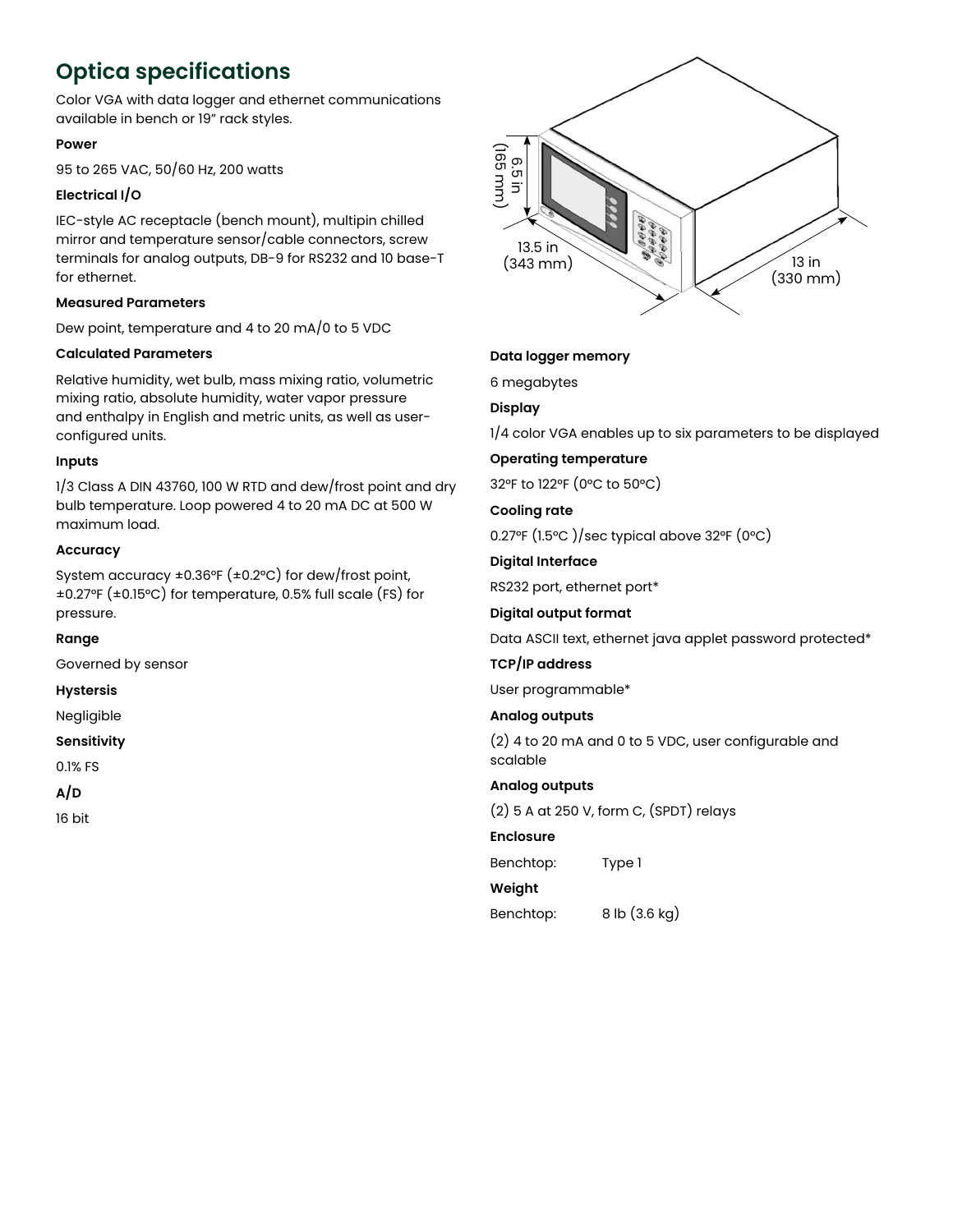## Optica specifications

Color VGA with data logger and ethernet communications available in bench or 19" rack styles.

**Power**

95 to 265 VAC, 50/60 Hz, 200 watts

**Electrical I/O**

IEC-style AC receptacle (bench mount), multipin chilled mirror and temperature sensor/cable connectors, screw terminals for analog outputs, DB-9 for RS232 and 10 base-T for ethernet.

**Measured Parameters**

Dew point, temperature and 4 to 20 mA/0 to 5 VDC

**Calculated Parameters**

Relative humidity, wet bulb, mass mixing ratio, volumetric mixing ratio, absolute humidity, water vapor pressure and enthalpy in English and metric units, as well as user-configured units.

**Inputs**

1/3 Class A DIN 43760, 100 W RTD and dew/frost point and dry bulb temperature. Loop powered 4 to 20 mA DC at 500 W maximum load.

**Accuracy**

System accuracy ±0.36°F (±0.2°C) for dew/frost point, ±0.27°F (±0.15°C) for temperature, 0.5% full scale (FS) for pressure.

**Range**

Governed by sensor

**Hystersis**

Negligible

**Sensitivity**

0.1% FS

**A/D**

16 bit

6.5 in (165 mm)

13.5 in (343 mm)

13 in (330 mm)

**Data logger memory**

6 megabytes

**Display**

1/4 color VGA enables up to six parameters to be displayed

**Operating temperature**

32°F to 122°F (0°C to 50°C)

**Cooling rate**

0.27°F (1.5°C )/sec typical above 32°F (0°C)

**Digital Interface**

RS232 port, ethernet port*

**Digital output format**

Data ASCII text, ethernet java applet password protected*

**TCP/IP address**

User programmable*

**Analog outputs**

(2) 4 to 20 mA and 0 to 5 VDC, user configurable and scalable

**Analog outputs**

(2) 5 A at 250 V, form C, (SPDT) relays

**Enclosure**

Benchtop: Type 1

**Weight**

Benchtop: 8 lb (3.6 kg)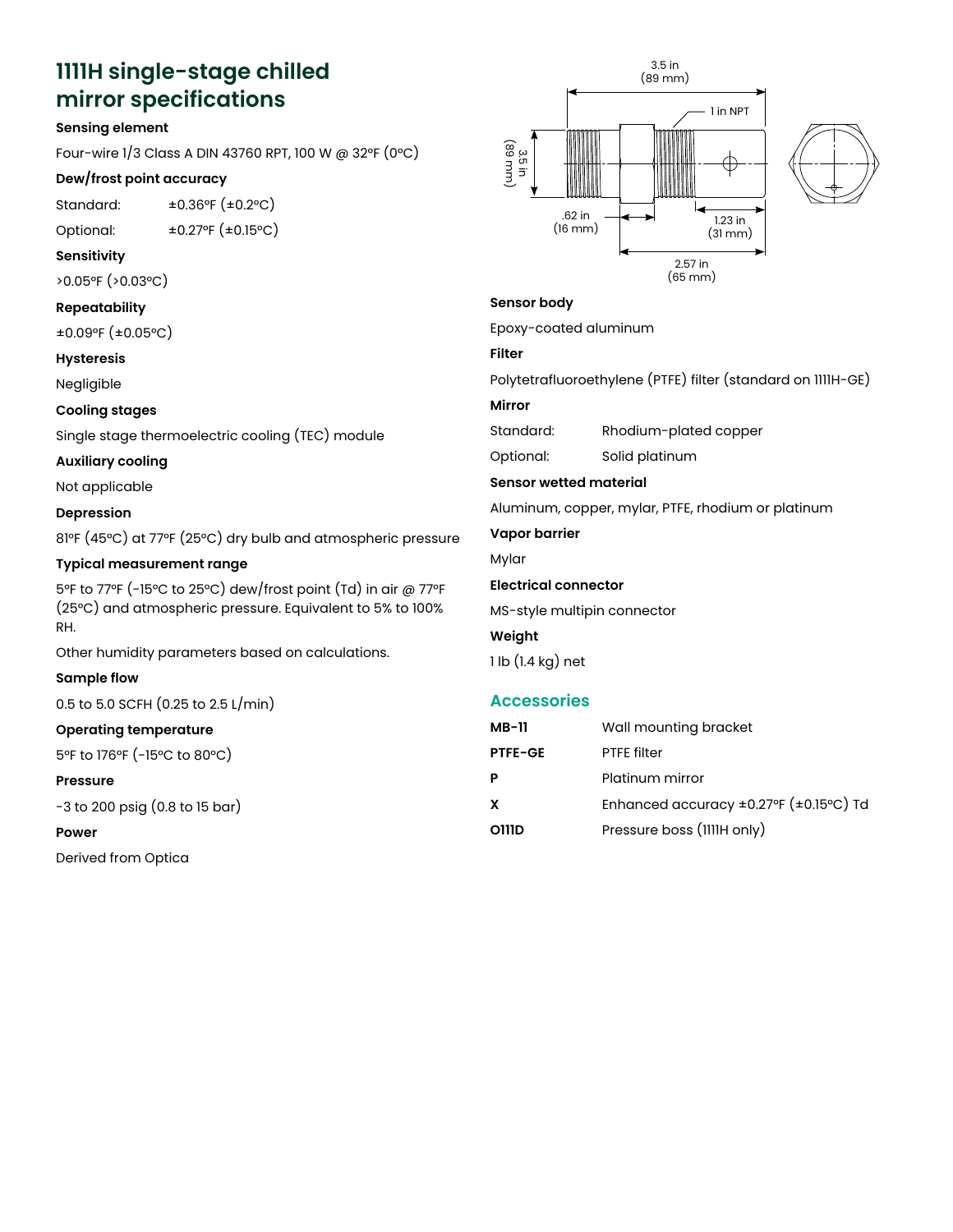# 1111H single-stage chilled mirror specifications

**Sensing element**

Four-wire 1/3 Class A DIN 43760 RPT, 100 W @ 32°F (0°C)

**Dew/frost point accuracy**

| | |
|---|---|
| Standard: | ±0.36°F (±0.2°C) |
| Optional: | ±0.27°F (±0.15°C) |

**Sensitivity**

>0.05°F (>0.03°C)

**Repeatability**

±0.09°F (±0.05°C)

**Hysteresis**

Negligible

**Cooling stages**

Single stage thermoelectric cooling (TEC) module

**Auxiliary cooling**

Not applicable

**Depression**

81°F (45°C) at 77°F (25°C) dry bulb and atmospheric pressure

**Typical measurement range**

5°F to 77°F (-15°C to 25°C) dew/frost point (Td) in air @ 77°F (25°C) and atmospheric pressure. Equivalent to 5% to 100% RH.

Other humidity parameters based on calculations.

**Sample flow**

0.5 to 5.0 SCFH (0.25 to 2.5 L/min)

**Operating temperature**

5°F to 176°F (-15°C to 80°C)

**Pressure**

-3 to 200 psig (0.8 to 15 bar)

**Power**

Derived from Optica

3.5 in (89 mm)

1 in NPT

3.5 in (89 mm)

.62 in (16 mm)

1.23 in (31 mm)

2.57 in (65 mm)

**Sensor body**

Epoxy-coated aluminum

**Filter**

Polytetrafluoroethylene (PTFE) filter (standard on 1111H-GE)

**Mirror**

| | |
|---|---|
| Standard: | Rhodium-plated copper |
| Optional: | Solid platinum |

**Sensor wetted material**

Aluminum, copper, mylar, PTFE, rhodium or platinum

**Vapor barrier**

Mylar

**Electrical connector**

MS-style multipin connector

**Weight**

1 lb (1.4 kg) net

## Accessories

| | |
|---|---|
| **MB-11** | Wall mounting bracket |
| **PTFE-GE** | PTFE filter |
| **P** | Platinum mirror |
| **X** | Enhanced accuracy ±0.27°F (±0.15°C) Td |
| **O111D** | Pressure boss (1111H only) |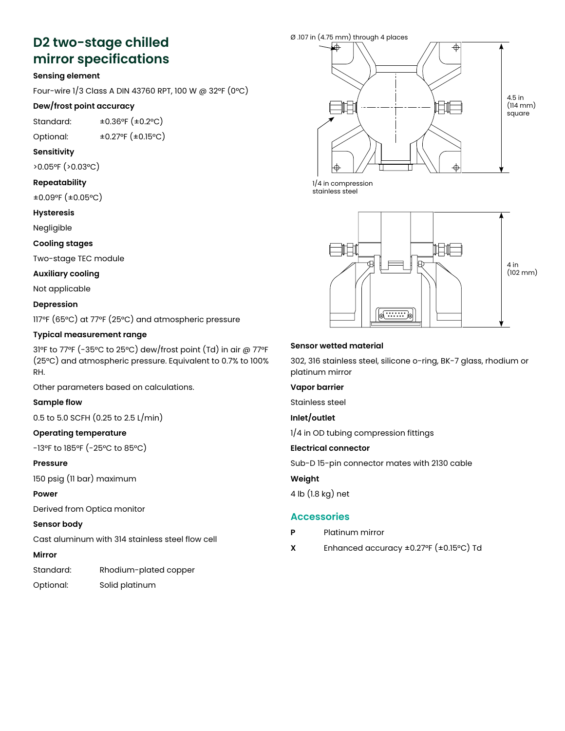## D2 two-stage chilled mirror specifications

**Sensing element**

Four-wire 1/3 Class A DIN 43760 RPT, 100 W @ 32°F (0°C)

**Dew/frost point accuracy**

Standard: ±0.36°F (±0.2°C)

Optional: ±0.27°F (±0.15°C)

**Sensitivity**

>0.05°F (>0.03°C)

**Repeatability**

±0.09°F (±0.05°C)

**Hysteresis**

Negligible

**Cooling stages**

Two-stage TEC module

**Auxiliary cooling**

Not applicable

**Depression**

117°F (65°C) at 77°F (25°C) and atmospheric pressure

**Typical measurement range**

31°F to 77°F (-35°C to 25°C) dew/frost point (Td) in air @ 77°F (25°C) and atmospheric pressure. Equivalent to 0.7% to 100% RH.

Other parameters based on calculations.

**Sample flow**

0.5 to 5.0 SCFH (0.25 to 2.5 L/min)

**Operating temperature**

-13°F to 185°F (-25°C to 85°C)

**Pressure**

150 psig (11 bar) maximum

**Power**

Derived from Optica monitor

**Sensor body**

Cast aluminum with 314 stainless steel flow cell

**Mirror**

Standard: Rhodium-plated copper

Optional: Solid platinum

Ø .107 in (4.75 mm) through 4 places

4.5 in (114 mm) square

1/4 in compression stainless steel

4 in (102 mm)

**Sensor wetted material**

302, 316 stainless steel, silicone o-ring, BK-7 glass, rhodium or platinum mirror

**Vapor barrier**

Stainless steel

**Inlet/outlet**

1/4 in OD tubing compression fittings

**Electrical connector**

Sub-D 15-pin connector mates with 2130 cable

**Weight**

4 lb (1.8 kg) net

## Accessories

**P** Platinum mirror

**X** Enhanced accuracy ±0.27°F (±0.15°C) Td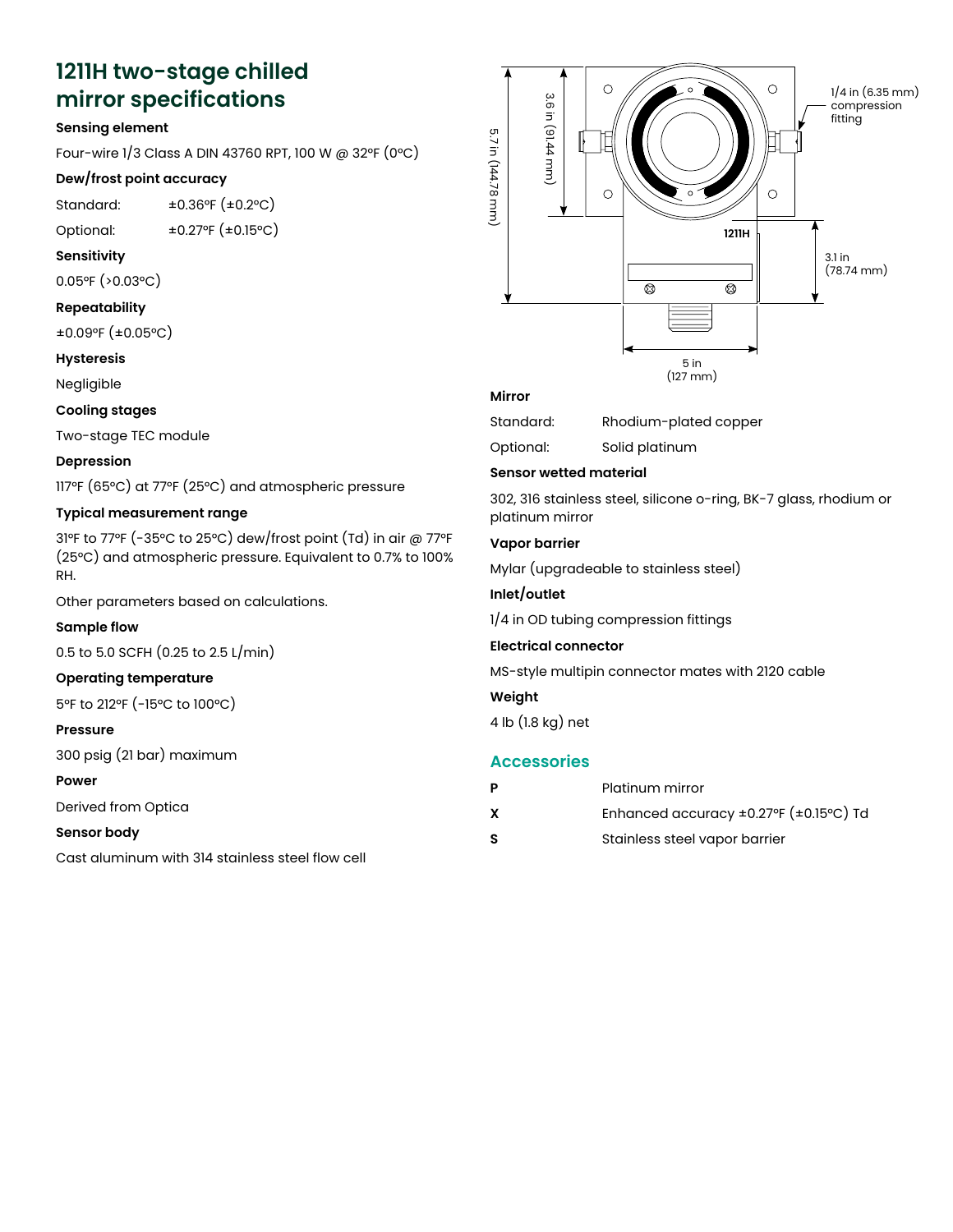## 1211H two-stage chilled mirror specifications

**Sensing element**

Four-wire 1/3 Class A DIN 43760 RPT, 100 W @ 32°F (0°C)

**Dew/frost point accuracy**

| | |
|---|---|
| Standard: | ±0.36°F (±0.2°C) |
| Optional: | ±0.27°F (±0.15°C) |

**Sensitivity**

0.05°F (>0.03°C)

**Repeatability**

±0.09°F (±0.05°C)

**Hysteresis**

Negligible

**Cooling stages**

Two-stage TEC module

**Depression**

117°F (65°C) at 77°F (25°C) and atmospheric pressure

**Typical measurement range**

31°F to 77°F (-35°C to 25°C) dew/frost point (Td) in air @ 77°F (25°C) and atmospheric pressure. Equivalent to 0.7% to 100% RH.

Other parameters based on calculations.

**Sample flow**

0.5 to 5.0 SCFH (0.25 to 2.5 L/min)

**Operating temperature**

5°F to 212°F (-15°C to 100°C)

**Pressure**

300 psig (21 bar) maximum

**Power**

Derived from Optica

**Sensor body**

Cast aluminum with 314 stainless steel flow cell

5.7 in (144.78 mm)

3.6 in (91.44 mm)

1/4 in (6.35 mm) compression fitting

1211H

3.1 in (78.74 mm)

5 in (127 mm)

**Mirror**

| | |
|---|---|
| Standard: | Rhodium-plated copper |
| Optional: | Solid platinum |

**Sensor wetted material**

302, 316 stainless steel, silicone o-ring, BK-7 glass, rhodium or platinum mirror

**Vapor barrier**

Mylar (upgradeable to stainless steel)

**Inlet/outlet**

1/4 in OD tubing compression fittings

**Electrical connector**

MS-style multipin connector mates with 2120 cable

**Weight**

4 lb (1.8 kg) net

### Accessories

| | |
|---|---|
| **P** | Platinum mirror |
| **X** | Enhanced accuracy ±0.27°F (±0.15°C) Td |
| **S** | Stainless steel vapor barrier |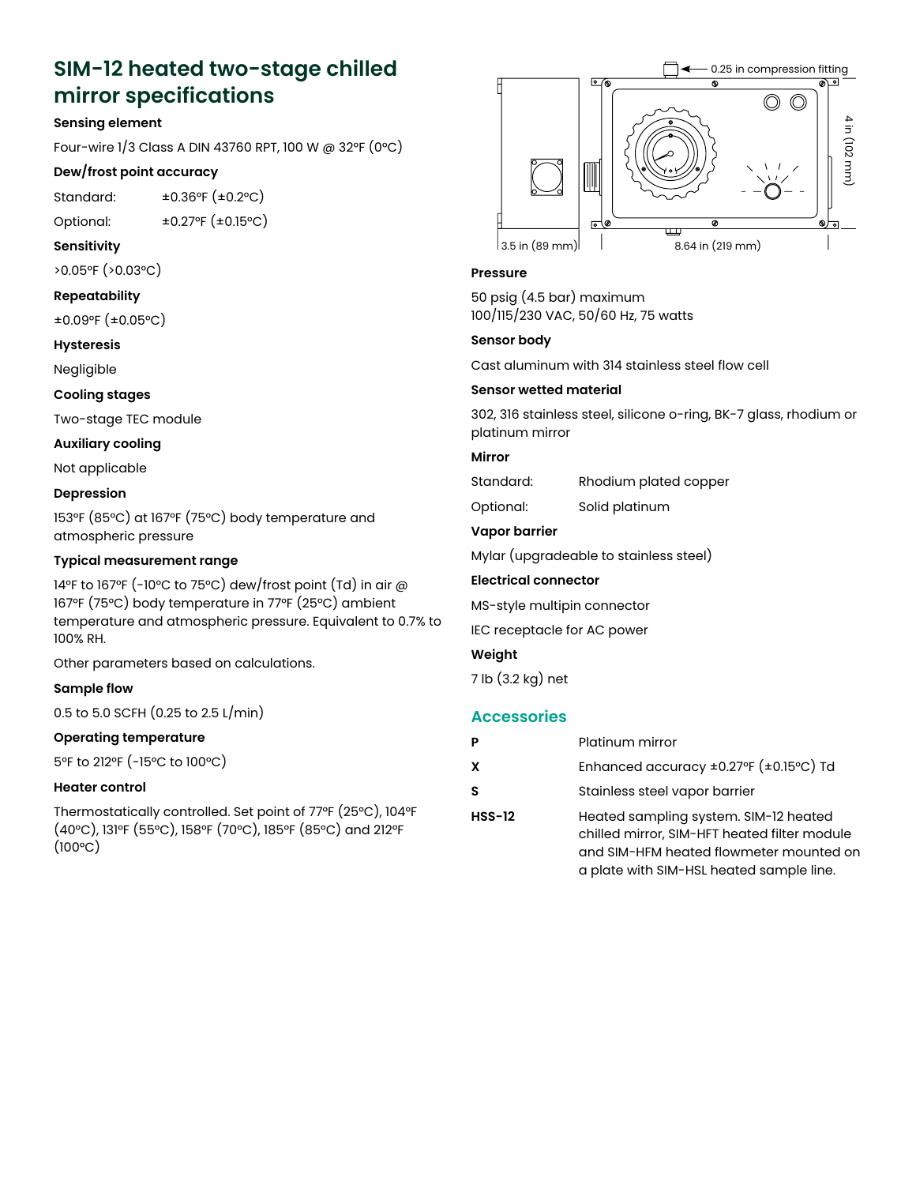## SIM-12 heated two-stage chilled mirror specifications

**Sensing element**

Four-wire 1/3 Class A DIN 43760 RPT, 100 W @ 32°F (0°C)

**Dew/frost point accuracy**

| | |
|---|---|
| Standard: | ±0.36°F (±0.2°C) |
| Optional: | ±0.27°F (±0.15°C) |

**Sensitivity**

>0.05°F (>0.03°C)

**Repeatability**

±0.09°F (±0.05°C)

**Hysteresis**

Negligible

**Cooling stages**

Two-stage TEC module

**Auxiliary cooling**

Not applicable

**Depression**

153°F (85°C) at 167°F (75°C) body temperature and atmospheric pressure

**Typical measurement range**

14°F to 167°F (-10°C to 75°C) dew/frost point (Td) in air @ 167°F (75°C) body temperature in 77°F (25°C) ambient temperature and atmospheric pressure. Equivalent to 0.7% to 100% RH.

Other parameters based on calculations.

**Sample flow**

0.5 to 5.0 SCFH (0.25 to 2.5 L/min)

**Operating temperature**

5°F to 212°F (-15°C to 100°C)

**Heater control**

Thermostatically controlled. Set point of 77°F (25°C), 104°F (40°C), 131°F (55°C), 158°F (70°C), 185°F (85°C) and 212°F (100°C)

0.25 in compression fitting

3.5 in (89 mm)

8.64 in (219 mm)

4 in (102 mm)

**Pressure**

50 psig (4.5 bar) maximum
100/115/230 VAC, 50/60 Hz, 75 watts

**Sensor body**

Cast aluminum with 314 stainless steel flow cell

**Sensor wetted material**

302, 316 stainless steel, silicone o-ring, BK-7 glass, rhodium or platinum mirror

**Mirror**

| | |
|---|---|
| Standard: | Rhodium plated copper |
| Optional: | Solid platinum |

**Vapor barrier**

Mylar (upgradeable to stainless steel)

**Electrical connector**

MS-style multipin connector

IEC receptacle for AC power

**Weight**

7 lb (3.2 kg) net

### Accessories

| | |
|---|---|
| **P** | Platinum mirror |
| **X** | Enhanced accuracy ±0.27°F (±0.15°C) Td |
| **S** | Stainless steel vapor barrier |
| **HSS-12** | Heated sampling system. SIM-12 heated chilled mirror, SIM-HFT heated filter module and SIM-HFM heated flowmeter mounted on a plate with SIM-HSL heated sample line. |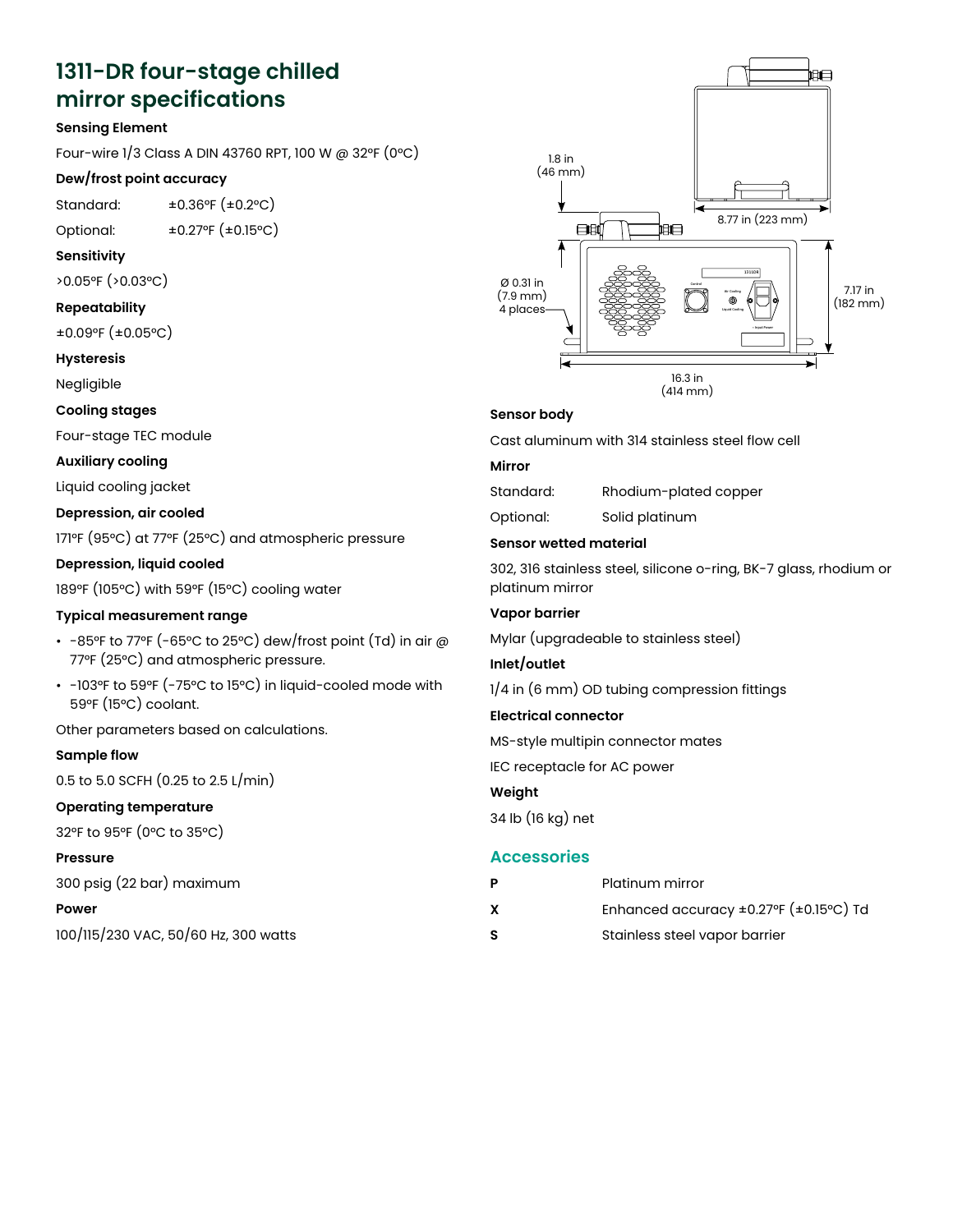# 1311-DR four-stage chilled mirror specifications

**Sensing Element**

Four-wire 1/3 Class A DIN 43760 RPT, 100 W @ 32°F (0°C)

**Dew/frost point accuracy**

| | |
|---|---|
| Standard: | ±0.36°F (±0.2°C) |
| Optional: | ±0.27°F (±0.15°C) |

**Sensitivity**

>0.05°F (>0.03°C)

**Repeatability**

±0.09°F (±0.05°C)

**Hysteresis**

Negligible

**Cooling stages**

Four-stage TEC module

**Auxiliary cooling**

Liquid cooling jacket

**Depression, air cooled**

171°F (95°C) at 77°F (25°C) and atmospheric pressure

**Depression, liquid cooled**

189°F (105°C) with 59°F (15°C) cooling water

**Typical measurement range**

- -85°F to 77°F (-65°C to 25°C) dew/frost point (Td) in air @ 77°F (25°C) and atmospheric pressure.
- -103°F to 59°F (-75°C to 15°C) in liquid-cooled mode with 59°F (15°C) coolant.

Other parameters based on calculations.

**Sample flow**

0.5 to 5.0 SCFH (0.25 to 2.5 L/min)

**Operating temperature**

32°F to 95°F (0°C to 35°C)

**Pressure**

300 psig (22 bar) maximum

**Power**

100/115/230 VAC, 50/60 Hz, 300 watts

1.8 in (46 mm)

8.77 in (223 mm)

Ø 0.31 in (7.9 mm) 4 places

7.17 in (182 mm)

16.3 in (414 mm)

**Sensor body**

Cast aluminum with 314 stainless steel flow cell

**Mirror**

| | |
|---|---|
| Standard: | Rhodium-plated copper |
| Optional: | Solid platinum |

**Sensor wetted material**

302, 316 stainless steel, silicone o-ring, BK-7 glass, rhodium or platinum mirror

**Vapor barrier**

Mylar (upgradeable to stainless steel)

**Inlet/outlet**

1/4 in (6 mm) OD tubing compression fittings

**Electrical connector**

MS-style multipin connector mates

IEC receptacle for AC power

**Weight**

34 lb (16 kg) net

## Accessories

| | |
|---|---|
| **P** | Platinum mirror |
| **X** | Enhanced accuracy ±0.27°F (±0.15°C) Td |
| **S** | Stainless steel vapor barrier |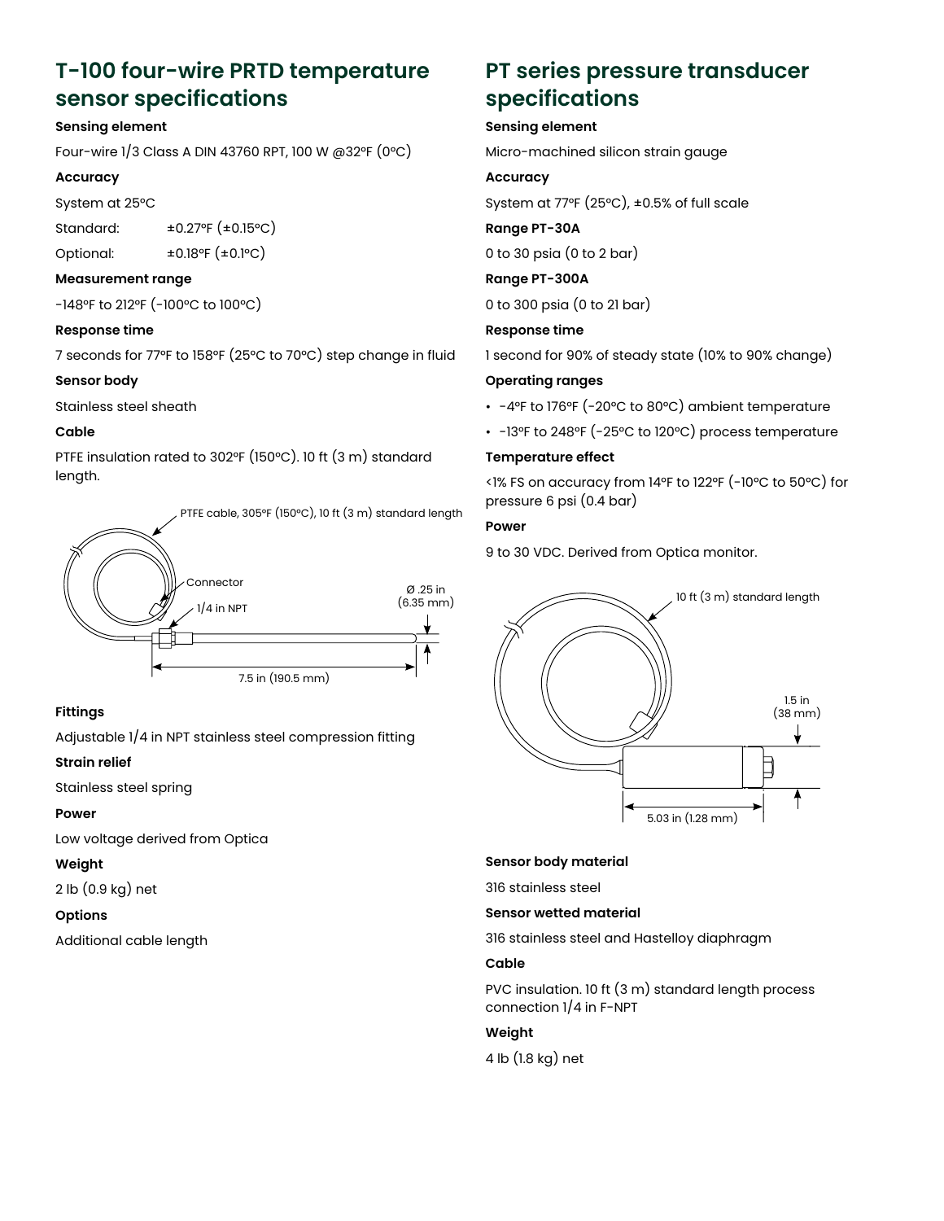## T-100 four-wire PRTD temperature sensor specifications

**Sensing element**

Four-wire 1/3 Class A DIN 43760 RPT, 100 W @32°F (0°C)

**Accuracy**

System at 25°C

| | |
|---|---|
| Standard: | ±0.27°F (±0.15°C) |
| Optional: | ±0.18°F (±0.1°C) |

**Measurement range**

-148°F to 212°F (-100°C to 100°C)

**Response time**

7 seconds for 77°F to 158°F (25°C to 70°C) step change in fluid

**Sensor body**

Stainless steel sheath

**Cable**

PTFE insulation rated to 302°F (150°C). 10 ft (3 m) standard length.

PTFE cable, 305°F (150°C), 10 ft (3 m) standard length

Connector

1/4 in NPT

Ø .25 in (6.35 mm)

7.5 in (190.5 mm)

**Fittings**

Adjustable 1/4 in NPT stainless steel compression fitting

**Strain relief**

Stainless steel spring

**Power**

Low voltage derived from Optica

**Weight**

2 lb (0.9 kg) net

**Options**

Additional cable length

## PT series pressure transducer specifications

**Sensing element**

Micro-machined silicon strain gauge

**Accuracy**

System at 77°F (25°C), ±0.5% of full scale

**Range PT-30A**

0 to 30 psia (0 to 2 bar)

**Range PT-300A**

0 to 300 psia (0 to 21 bar)

**Response time**

1 second for 90% of steady state (10% to 90% change)

**Operating ranges**

- -4°F to 176°F (-20°C to 80°C) ambient temperature
- -13°F to 248°F (-25°C to 120°C) process temperature

**Temperature effect**

<1% FS on accuracy from 14°F to 122°F (-10°C to 50°C) for pressure 6 psi (0.4 bar)

**Power**

9 to 30 VDC. Derived from Optica monitor.

10 ft (3 m) standard length

1.5 in (38 mm)

5.03 in (1.28 mm)

**Sensor body material**

316 stainless steel

**Sensor wetted material**

316 stainless steel and Hastelloy diaphragm

**Cable**

PVC insulation. 10 ft (3 m) standard length process connection 1/4 in F-NPT

**Weight**

4 lb (1.8 kg) net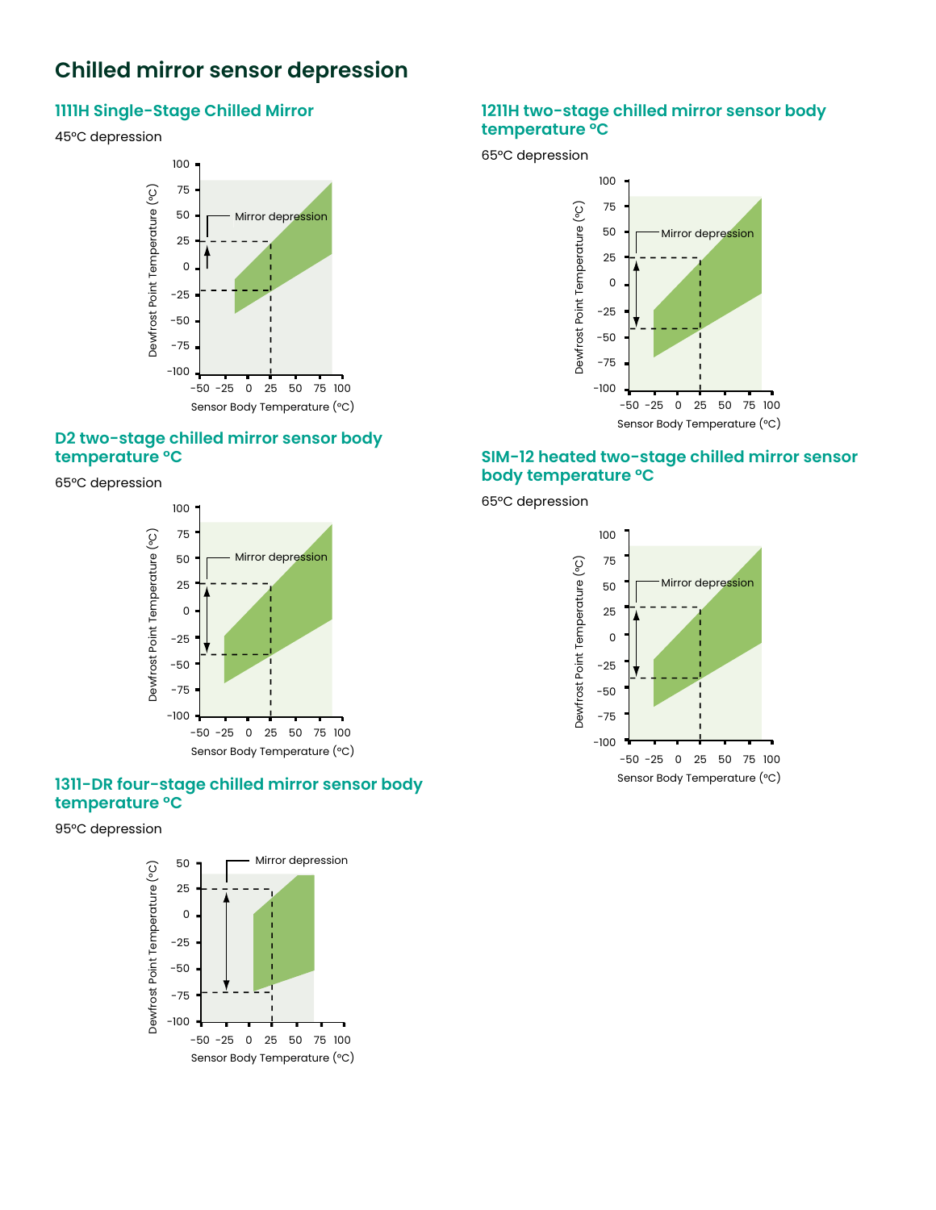# Chilled mirror sensor depression

### 1111H Single-Stage Chilled Mirror

45°C depression

Mirror depression

Dewfrost Point Temperature (°C)

Sensor Body Temperature (°C)

### 1211H two-stage chilled mirror sensor body temperature °C

65°C depression

Mirror depression

Dewfrost Point Temperature (°C)

Sensor Body Temperature (°C)

### D2 two-stage chilled mirror sensor body temperature °C

65°C depression

Mirror depression

Dewfrost Point Temperature (°C)

Sensor Body Temperature (°C)

### SIM-12 heated two-stage chilled mirror sensor body temperature °C

65°C depression

Mirror depression

Dewfrost Point Temperature (°C)

Sensor Body Temperature (°C)

### 1311-DR four-stage chilled mirror sensor body temperature °C

95°C depression

Mirror depression

Dewfrost Point Temperature (°C)

Sensor Body Temperature (°C)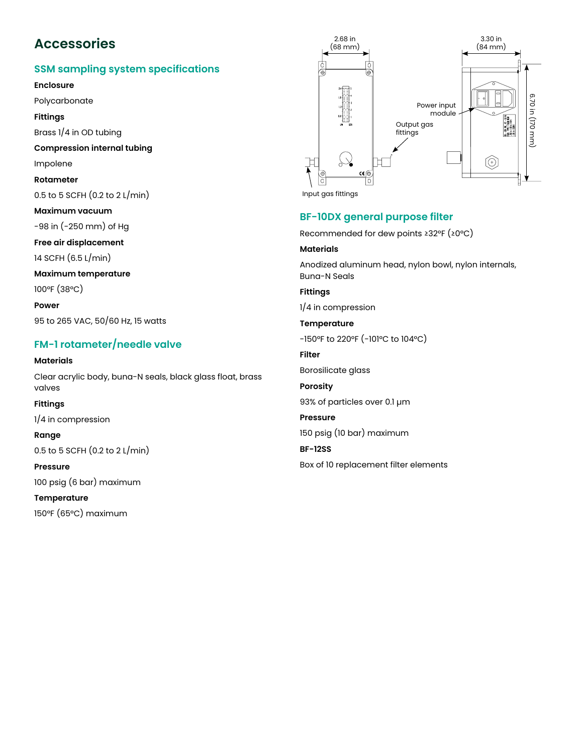# Accessories

## SSM sampling system specifications

**Enclosure**

Polycarbonate

**Fittings**

Brass 1/4 in OD tubing

**Compression internal tubing**

Impolene

**Rotameter**

0.5 to 5 SCFH (0.2 to 2 L/min)

**Maximum vacuum**

-98 in (-250 mm) of Hg

**Free air displacement**

14 SCFH (6.5 L/min)

**Maximum temperature**

100°F (38°C)

**Power**

95 to 265 VAC, 50/60 Hz, 15 watts

## FM-1 rotameter/needle valve

**Materials**

Clear acrylic body, buna-N seals, black glass float, brass valves

**Fittings**

1/4 in compression

**Range**

0.5 to 5 SCFH (0.2 to 2 L/min)

**Pressure**

100 psig (6 bar) maximum

**Temperature**

150°F (65°C) maximum

2.68 in (68 mm)

3.30 in (84 mm)

6.70 in (170 mm)

Power input module

Output gas fittings

Input gas fittings

## BF-10DX general purpose filter

Recommended for dew points ≥32°F (≥0°C)

**Materials**

Anodized aluminum head, nylon bowl, nylon internals, Buna-N Seals

**Fittings**

1/4 in compression

**Temperature**

-150°F to 220°F (-101°C to 104°C)

**Filter**

Borosilicate glass

**Porosity**

93% of particles over 0.1 µm

**Pressure**

150 psig (10 bar) maximum

**BF-12SS**

Box of 10 replacement filter elements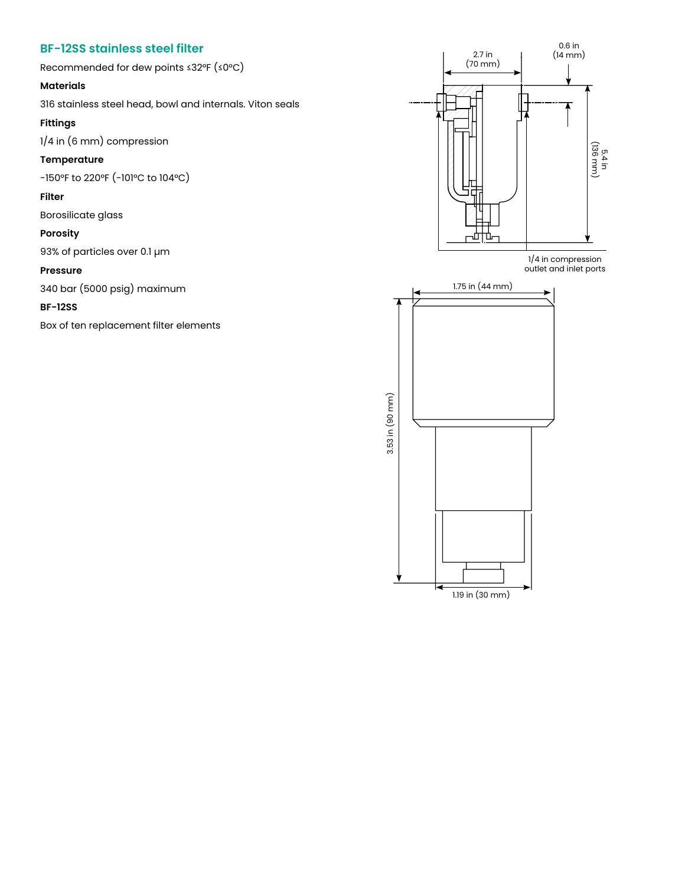## BF-12SS stainless steel filter

Recommended for dew points ≤32°F (≤0°C)

**Materials**

316 stainless steel head, bowl and internals. Viton seals

**Fittings**

1/4 in (6 mm) compression

**Temperature**

-150°F to 220°F (-101°C to 104°C)

**Filter**

Borosilicate glass

**Porosity**

93% of particles over 0.1 µm

**Pressure**

340 bar (5000 psig) maximum

**BF-12SS**

Box of ten replacement filter elements

2.7 in (70 mm)

0.6 in (14 mm)

5.4 in (136 mm)

1/4 in compression outlet and inlet ports

1.75 in (44 mm)

3.53 in (90 mm)

1.19 in (30 mm)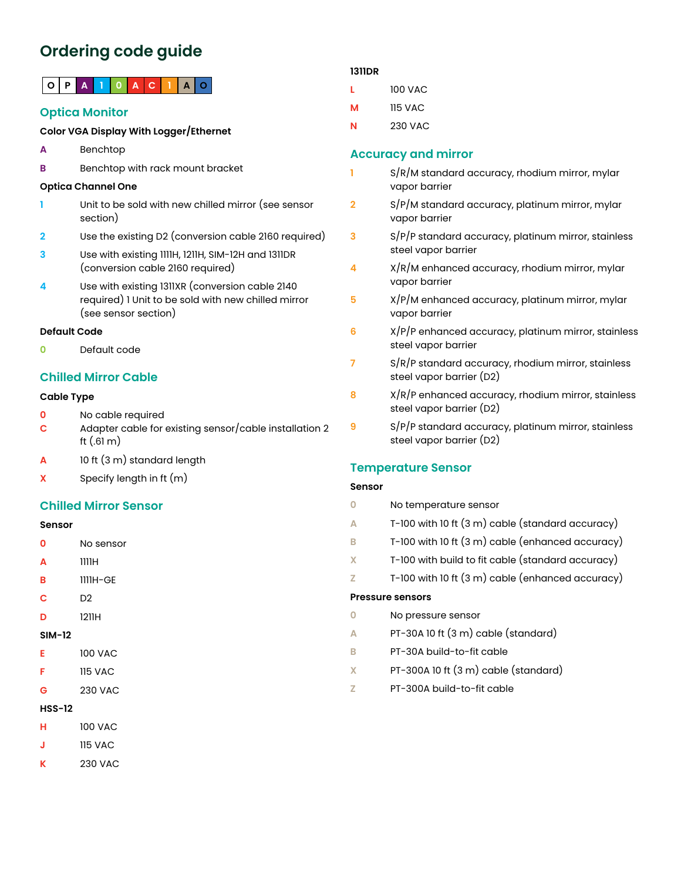# Ordering code guide

| O | P | A | 1 | 0 | A | C | 1 | A | O |
|---|---|---|---|---|---|---|---|---|---|

## Optica Monitor

**Color VGA Display With Logger/Ethernet**

- **A** Benchtop
- **B** Benchtop with rack mount bracket

**Optica Channel One**

- **1** Unit to be sold with new chilled mirror (see sensor section)
- **2** Use the existing D2 (conversion cable 2160 required)
- **3** Use with existing 1111H, 1211H, SIM-12H and 1311DR (conversion cable 2160 required)
- **4** Use with existing 1311XR (conversion cable 2140 required) 1 Unit to be sold with new chilled mirror (see sensor section)

**Default Code**

- **0** Default code

## Chilled Mirror Cable

**Cable Type**

- **0** No cable required
- **C** Adapter cable for existing sensor/cable installation 2 ft (.61 m)
- **A** 10 ft (3 m) standard length
- **X** Specify length in ft (m)

## Chilled Mirror Sensor

**Sensor**

- **0** No sensor
- **A** 1111H
- **B** 1111H-GE
- **C** D2
- **D** 1211H

**SIM-12**

- **E** 100 VAC
- **F** 115 VAC
- **G** 230 VAC

**HSS-12**

- **H** 100 VAC
- **J** 115 VAC
- **K** 230 VAC

**1311DR**

- **L** 100 VAC
- **M** 115 VAC
- **N** 230 VAC

## Accuracy and mirror

- **1** S/R/M standard accuracy, rhodium mirror, mylar vapor barrier
- **2** S/P/M standard accuracy, platinum mirror, mylar vapor barrier
- **3** S/P/P standard accuracy, platinum mirror, stainless steel vapor barrier
- **4** X/R/M enhanced accuracy, rhodium mirror, mylar vapor barrier
- **5** X/P/M enhanced accuracy, platinum mirror, mylar vapor barrier
- **6** X/P/P enhanced accuracy, platinum mirror, stainless steel vapor barrier
- **7** S/R/P standard accuracy, rhodium mirror, stainless steel vapor barrier (D2)
- **8** X/R/P enhanced accuracy, rhodium mirror, stainless steel vapor barrier (D2)
- **9** S/P/P standard accuracy, platinum mirror, stainless steel vapor barrier (D2)

## Temperature Sensor

**Sensor**

- **0** No temperature sensor
- **A** T-100 with 10 ft (3 m) cable (standard accuracy)
- **B** T-100 with 10 ft (3 m) cable (enhanced accuracy)
- **X** T-100 with build to fit cable (standard accuracy)
- **Z** T-100 with 10 ft (3 m) cable (enhanced accuracy)

**Pressure sensors**

- **0** No pressure sensor
- **A** PT-30A 10 ft (3 m) cable (standard)
- **B** PT-30A build-to-fit cable
- **X** PT-300A 10 ft (3 m) cable (standard)
- **Z** PT-300A build-to-fit cable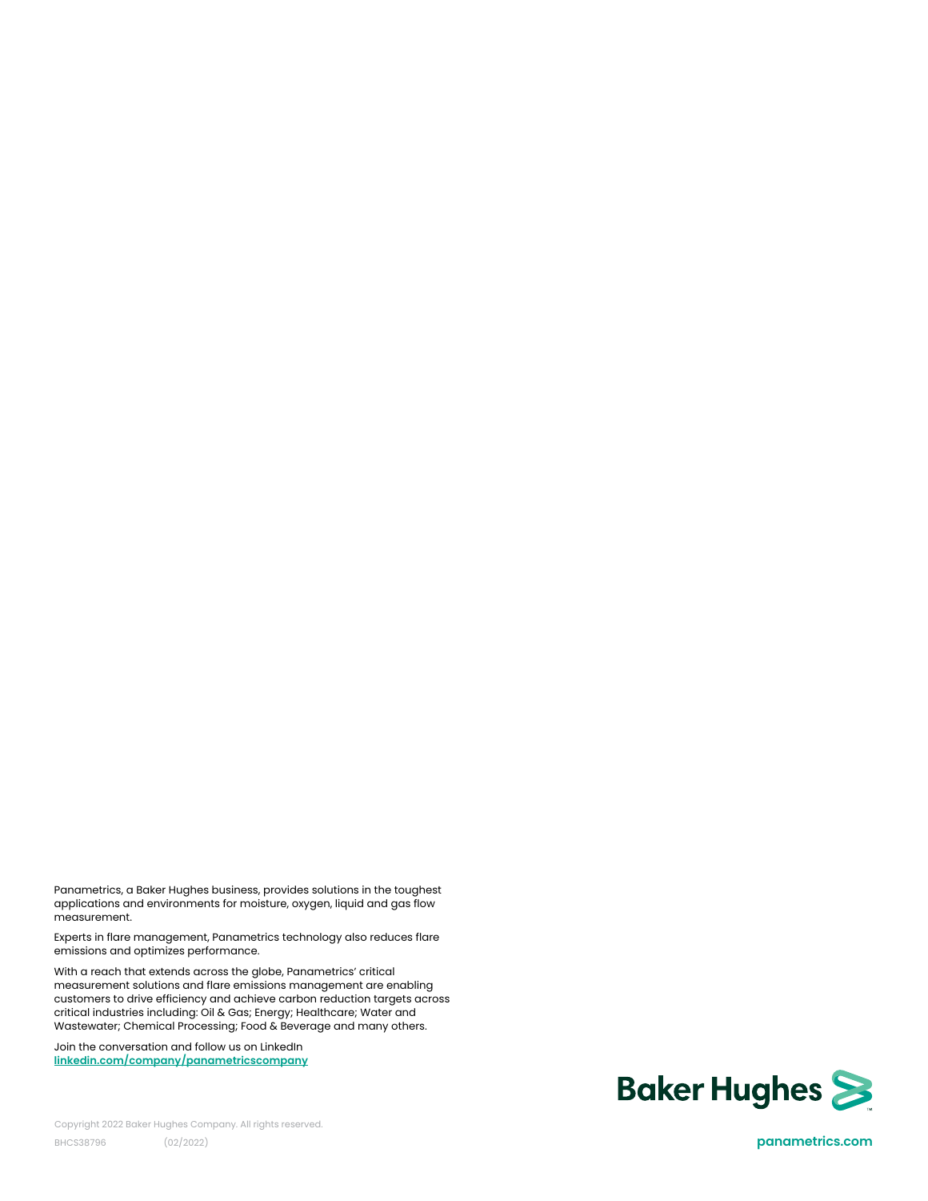Panametrics, a Baker Hughes business, provides solutions in the toughest applications and environments for moisture, oxygen, liquid and gas flow measurement.

Experts in flare management, Panametrics technology also reduces flare emissions and optimizes performance.

With a reach that extends across the globe, Panametrics' critical measurement solutions and flare emissions management are enabling customers to drive efficiency and achieve carbon reduction targets across critical industries including: Oil & Gas; Energy; Healthcare; Water and Wastewater; Chemical Processing; Food & Beverage and many others.

Join the conversation and follow us on LinkedIn
**linkedin.com/company/panametricscompany**

Baker Hughes

Copyright 2022 Baker Hughes Company. All rights reserved.

BHCS38796 (02/2022)

**panametrics.com**